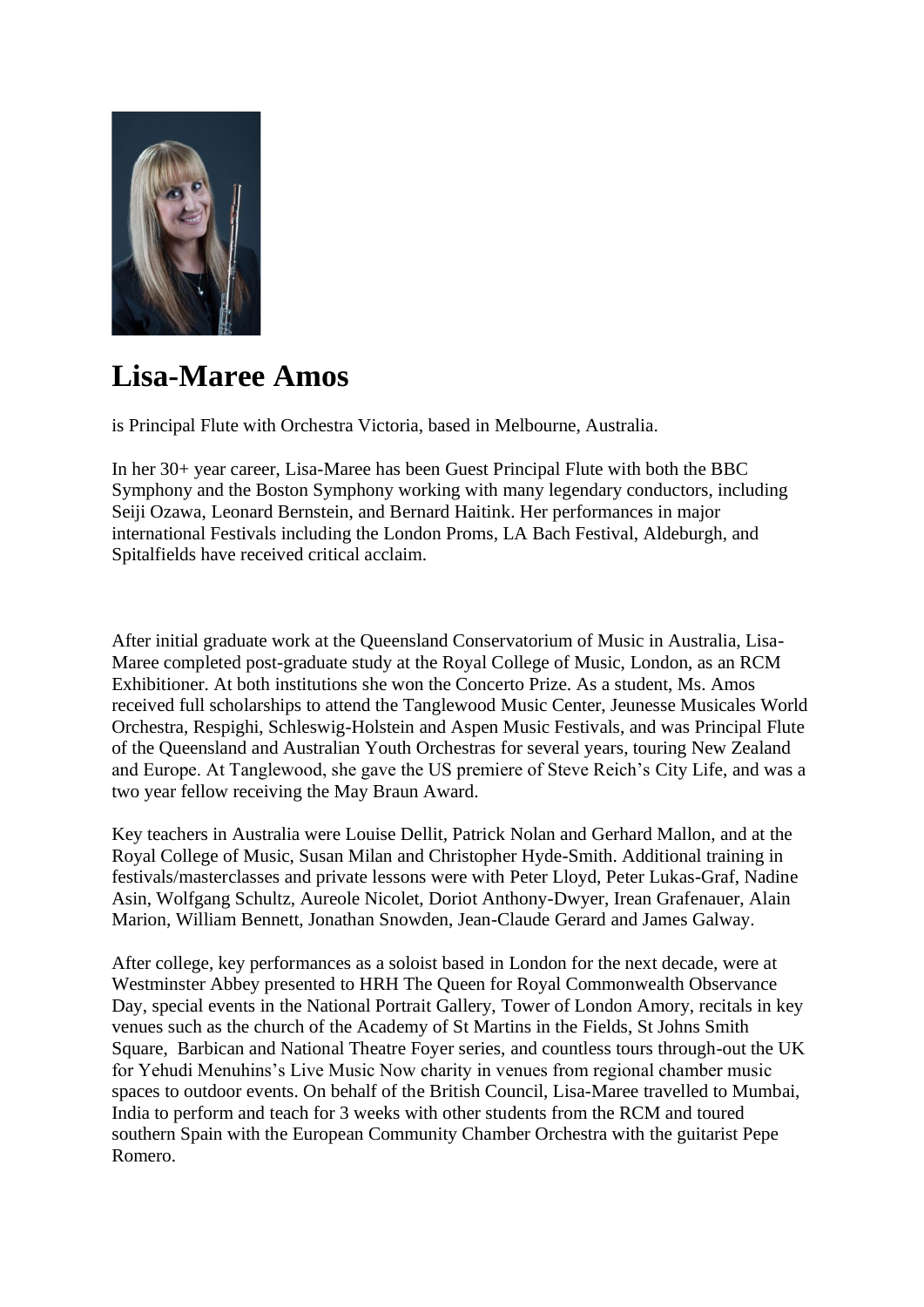# Lisa-Maree Amos

is Principal Flute with Orchestra Victoria, based in Melbourne, Australia.

In her 30+ year career, Lisa-Maree has been Guest Principal Flute with both the BBC Symphony and the Boston Symphony working with many legendary conductors, including Seiji Ozawa, Leonard Bernstein, and Bernard Haitink. Her performances in major international Festivals including the London Proms, LA Bach Festival, Aldeburgh, and Spitalfields have received critical acclaim.

After initial graduate work at the Queensland Conservatorium of Music in Australia, Lisa-Maree completed post-graduate study at the Royal College of Music, London, as an RCM Exhibitioner. At both institutions she won the Concerto Prize. As a student, Ms. Amos received full scholarships to attend the Tanglewood Music Center, Jeunesse Musicales World Orchestra, Respighi, Schleswig-Holstein and Aspen Music Festivals, and was Principal Flute of the Queensland and Australian Youth Orchestras for several years, touring New Zealand and Europe. At Tanglewood, she gave the US premiere of Steve Reich's City Life, and was a two year fellow receiving the May Braun Award.

Key teachers in Australia were Louise Dellit, Patrick Nolan and Gerhard Mallon, and at the Royal College of Music, Susan Milan and Christopher Hyde-Smith. Additional training in festivals/masterclasses and private lessons were with Peter Lloyd, Peter Lukas-Graf, Nadine Asin, Wolfgang Schultz, Aureole Nicolet, Doriot Anthony-Dwyer, Irean Grafenauer, Alain Marion, William Bennett, Jonathan Snowden, Jean-Claude Gerard and James Galway.

After college, key performances as a soloist based in London for the next decade, were at Westminster Abbey presented to HRH The Queen for Royal Commonwealth Observance Day, special events in the National Portrait Gallery, Tower of London Amory, recitals in key venues such as the church of the Academy of St Martins in the Fields, St Johns Smith Square, Barbican and National Theatre Foyer series, and countless tours through-out the UK for Yehudi Menuhins's Live Music Now charity in venues from regional chamber music spaces to outdoor events. On behalf of the British Council, Lisa-Maree travelled to Mumbai, India to perform and teach for 3 weeks with other students from the RCM and toured southern Spain with the European Community Chamber Orchestra with the guitarist Pepe Romero.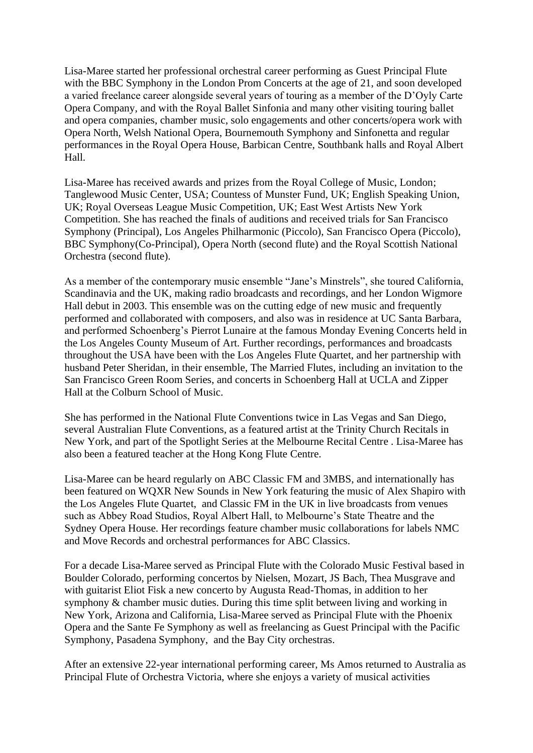Lisa-Maree started her professional orchestral career performing as Guest Principal Flute with the BBC Symphony in the London Prom Concerts at the age of 21, and soon developed a varied freelance career alongside several years of touring as a member of the D'Oyly Carte Opera Company, and with the Royal Ballet Sinfonia and many other visiting touring ballet and opera companies, chamber music, solo engagements and other concerts/opera work with Opera North, Welsh National Opera, Bournemouth Symphony and Sinfonetta and regular performances in the Royal Opera House, Barbican Centre, Southbank halls and Royal Albert Hall.

Lisa-Maree has received awards and prizes from the Royal College of Music, London; Tanglewood Music Center, USA; Countess of Munster Fund, UK; English Speaking Union, UK; Royal Overseas League Music Competition, UK; East West Artists New York Competition. She has reached the finals of auditions and received trials for San Francisco Symphony (Principal), Los Angeles Philharmonic (Piccolo), San Francisco Opera (Piccolo), BBC Symphony(Co-Principal), Opera North (second flute) and the Royal Scottish National Orchestra (second flute).

As a member of the contemporary music ensemble "Jane's Minstrels", she toured California, Scandinavia and the UK, making radio broadcasts and recordings, and her London Wigmore Hall debut in 2003. This ensemble was on the cutting edge of new music and frequently performed and collaborated with composers, and also was in residence at UC Santa Barbara, and performed Schoenberg's Pierrot Lunaire at the famous Monday Evening Concerts held in the Los Angeles County Museum of Art. Further recordings, performances and broadcasts throughout the USA have been with the Los Angeles Flute Quartet, and her partnership with husband Peter Sheridan, in their ensemble, The Married Flutes, including an invitation to the San Francisco Green Room Series, and concerts in Schoenberg Hall at UCLA and Zipper Hall at the Colburn School of Music.

She has performed in the National Flute Conventions twice in Las Vegas and San Diego, several Australian Flute Conventions, as a featured artist at the Trinity Church Recitals in New York, and part of the Spotlight Series at the Melbourne Recital Centre . Lisa-Maree has also been a featured teacher at the Hong Kong Flute Centre.

Lisa-Maree can be heard regularly on ABC Classic FM and 3MBS, and internationally has been featured on WQXR New Sounds in New York featuring the music of Alex Shapiro with the Los Angeles Flute Quartet, and Classic FM in the UK in live broadcasts from venues such as Abbey Road Studios, Royal Albert Hall, to Melbourne's State Theatre and the Sydney Opera House. Her recordings feature chamber music collaborations for labels NMC and Move Records and orchestral performances for ABC Classics.

For a decade Lisa-Maree served as Principal Flute with the Colorado Music Festival based in Boulder Colorado, performing concertos by Nielsen, Mozart, JS Bach, Thea Musgrave and with guitarist Eliot Fisk a new concerto by Augusta Read-Thomas, in addition to her symphony & chamber music duties. During this time split between living and working in New York, Arizona and California, Lisa-Maree served as Principal Flute with the Phoenix Opera and the Sante Fe Symphony as well as freelancing as Guest Principal with the Pacific Symphony, Pasadena Symphony, and the Bay City orchestras.

After an extensive 22-year international performing career, Ms Amos returned to Australia as Principal Flute of Orchestra Victoria, where she enjoys a variety of musical activities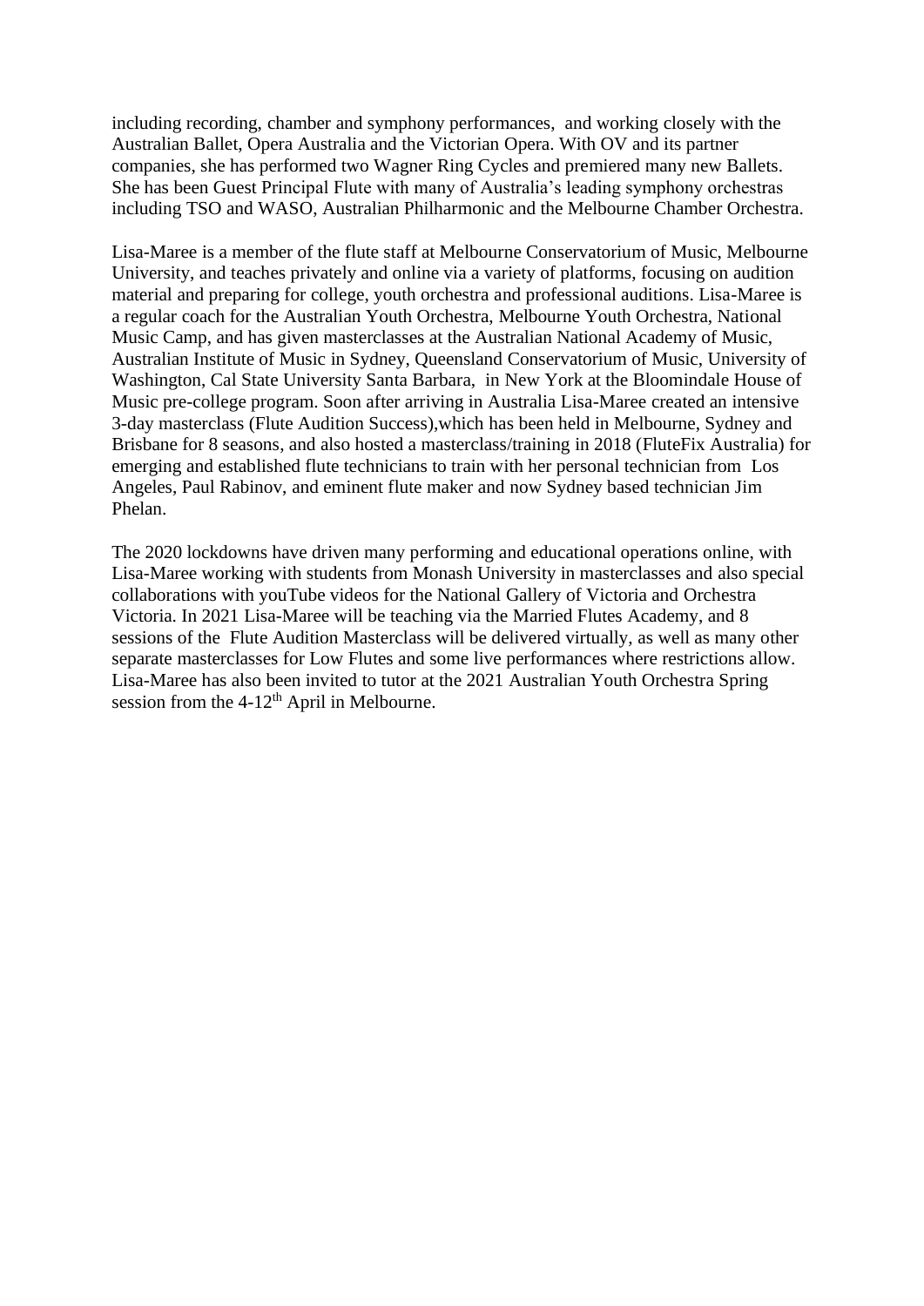including recording, chamber and symphony performances, and working closely with the Australian Ballet, Opera Australia and the Victorian Opera. With OV and its partner companies, she has performed two Wagner Ring Cycles and premiered many new Ballets. She has been Guest Principal Flute with many of Australia's leading symphony orchestras including TSO and WASO, Australian Philharmonic and the Melbourne Chamber Orchestra.

Lisa-Maree is a member of the flute staff at Melbourne Conservatorium of Music, Melbourne University, and teaches privately and online via a variety of platforms, focusing on audition material and preparing for college, youth orchestra and professional auditions. Lisa-Maree is a regular coach for the Australian Youth Orchestra, Melbourne Youth Orchestra, National Music Camp, and has given masterclasses at the Australian National Academy of Music, Australian Institute of Music in Sydney, Queensland Conservatorium of Music, University of Washington, Cal State University Santa Barbara, in New York at the Bloomindale House of Music pre-college program. Soon after arriving in Australia Lisa-Maree created an intensive 3-day masterclass (Flute Audition Success),which has been held in Melbourne, Sydney and Brisbane for 8 seasons, and also hosted a masterclass/training in 2018 (FluteFix Australia) for emerging and established flute technicians to train with her personal technician from Los Angeles, Paul Rabinov, and eminent flute maker and now Sydney based technician Jim Phelan.

The 2020 lockdowns have driven many performing and educational operations online, with Lisa-Maree working with students from Monash University in masterclasses and also special collaborations with youTube videos for the National Gallery of Victoria and Orchestra Victoria. In 2021 Lisa-Maree will be teaching via the Married Flutes Academy, and 8 sessions of the Flute Audition Masterclass will be delivered virtually, as well as many other separate masterclasses for Low Flutes and some live performances where restrictions allow. Lisa-Maree has also been invited to tutor at the 2021 Australian Youth Orchestra Spring session from the 4-12th April in Melbourne.